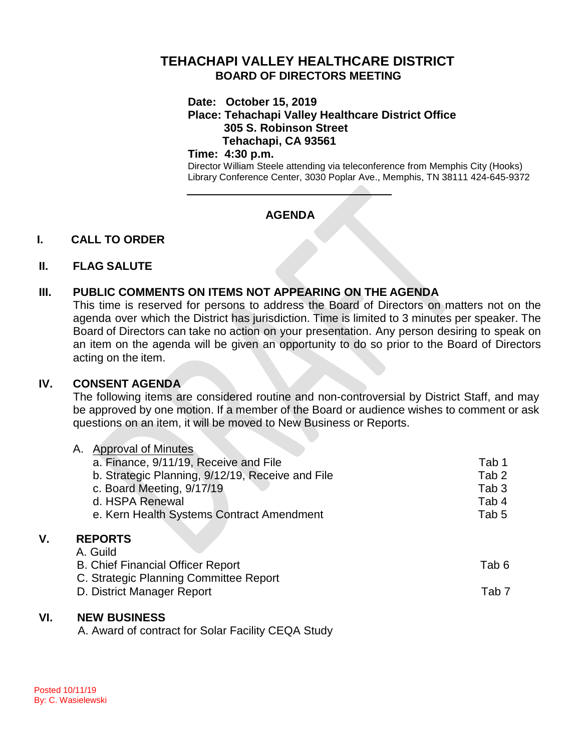# TEHACHAPI VALLEY HEALTHCARE DISTRICT

## BOARD OF DIRECTORS MEETING

**Date: October 15, 2019**
**Place: Tehachapi Valley Healthcare District Office**
**305 S. Robinson Street**
**Tehachapi, CA 93561**
**Time: 4:30 p.m.**

Director William Steele attending via teleconference from Memphis City (Hooks) Library Conference Center, 3030 Poplar Ave., Memphis, TN 38111 424-645-9372

---

**AGENDA**

## I. CALL TO ORDER

## II. FLAG SALUTE

## III. PUBLIC COMMENTS ON ITEMS NOT APPEARING ON THE AGENDA

This time is reserved for persons to address the Board of Directors on matters not on the agenda over which the District has jurisdiction. Time is limited to 3 minutes per speaker. The Board of Directors can take no action on your presentation. Any person desiring to speak on an item on the agenda will be given an opportunity to do so prior to the Board of Directors acting on the item.

## IV. CONSENT AGENDA

The following items are considered routine and non-controversial by District Staff, and may be approved by one motion. If a member of the Board or audience wishes to comment or ask questions on an item, it will be moved to New Business or Reports.

A. Approval of Minutes

| | |
|---|---|
| a. Finance, 9/11/19, Receive and File | Tab 1 |
| b. Strategic Planning, 9/12/19, Receive and File | Tab 2 |
| c. Board Meeting, 9/17/19 | Tab 3 |
| d. HSPA Renewal | Tab 4 |
| e. Kern Health Systems Contract Amendment | Tab 5 |

## V. REPORTS

| | |
|---|---|
| A. Guild | |
| B. Chief Financial Officer Report | Tab 6 |
| C. Strategic Planning Committee Report | |
| D. District Manager Report | Tab 7 |

## VI. NEW BUSINESS

A. Award of contract for Solar Facility CEQA Study

Posted 10/11/19
By: C. Wasielewski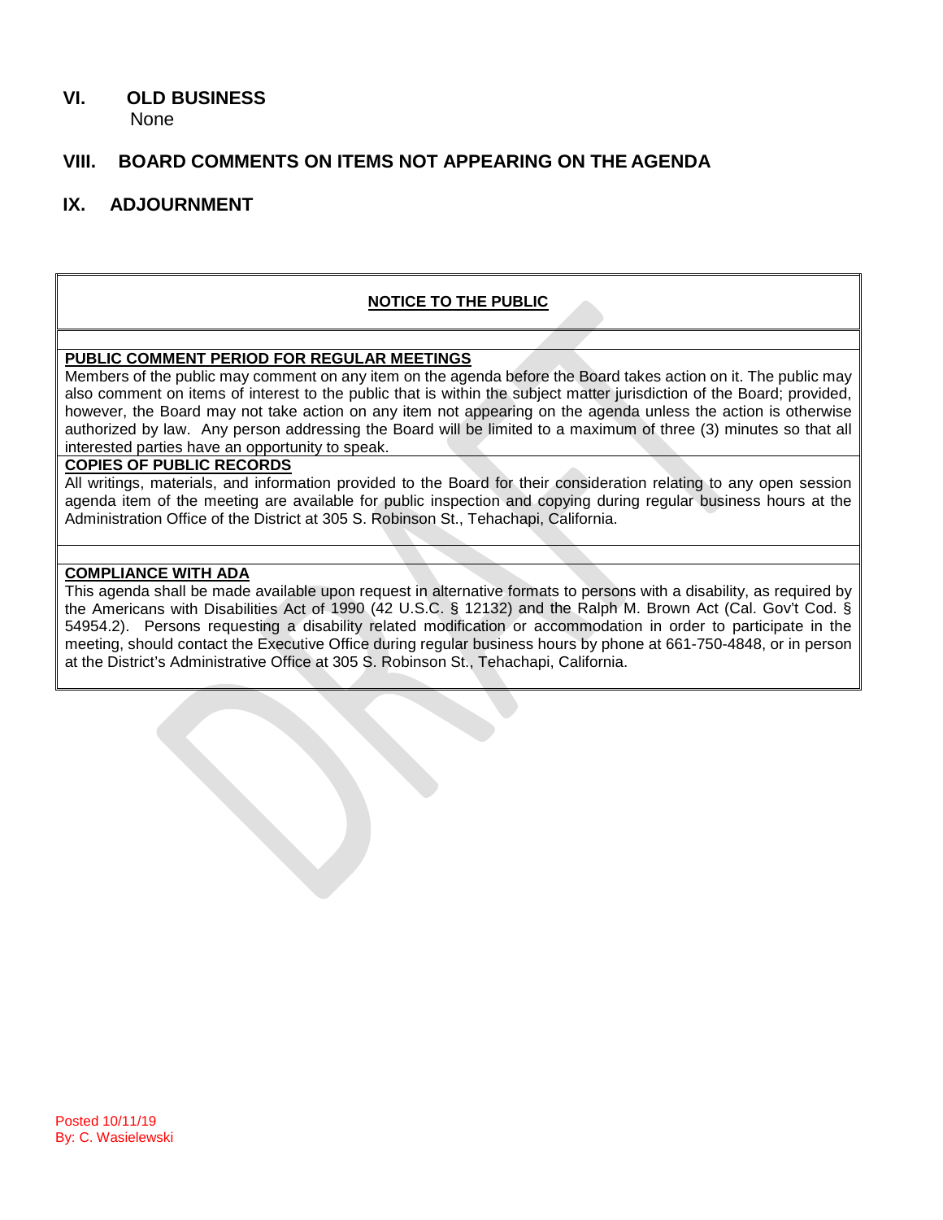## VI. OLD BUSINESS

None

## VIII. BOARD COMMENTS ON ITEMS NOT APPEARING ON THE AGENDA

## IX. ADJOURNMENT

### NOTICE TO THE PUBLIC

**PUBLIC COMMENT PERIOD FOR REGULAR MEETINGS**

Members of the public may comment on any item on the agenda before the Board takes action on it. The public may also comment on items of interest to the public that is within the subject matter jurisdiction of the Board; provided, however, the Board may not take action on any item not appearing on the agenda unless the action is otherwise authorized by law. Any person addressing the Board will be limited to a maximum of three (3) minutes so that all interested parties have an opportunity to speak.

**COPIES OF PUBLIC RECORDS**

All writings, materials, and information provided to the Board for their consideration relating to any open session agenda item of the meeting are available for public inspection and copying during regular business hours at the Administration Office of the District at 305 S. Robinson St., Tehachapi, California.

**COMPLIANCE WITH ADA**

This agenda shall be made available upon request in alternative formats to persons with a disability, as required by the Americans with Disabilities Act of 1990 (42 U.S.C. § 12132) and the Ralph M. Brown Act (Cal. Gov't Cod. § 54954.2). Persons requesting a disability related modification or accommodation in order to participate in the meeting, should contact the Executive Office during regular business hours by phone at 661-750-4848, or in person at the District's Administrative Office at 305 S. Robinson St., Tehachapi, California.

Posted 10/11/19
By: C. Wasielewski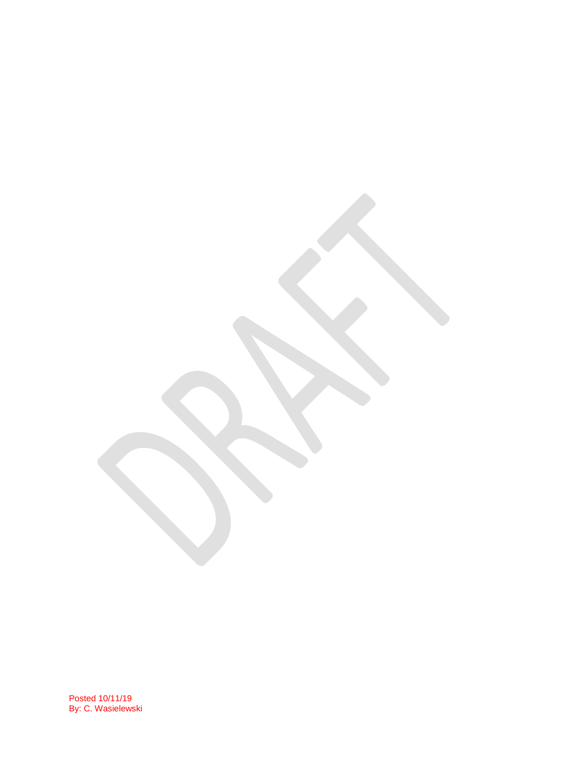Posted 10/11/19
By: C. Wasielewski